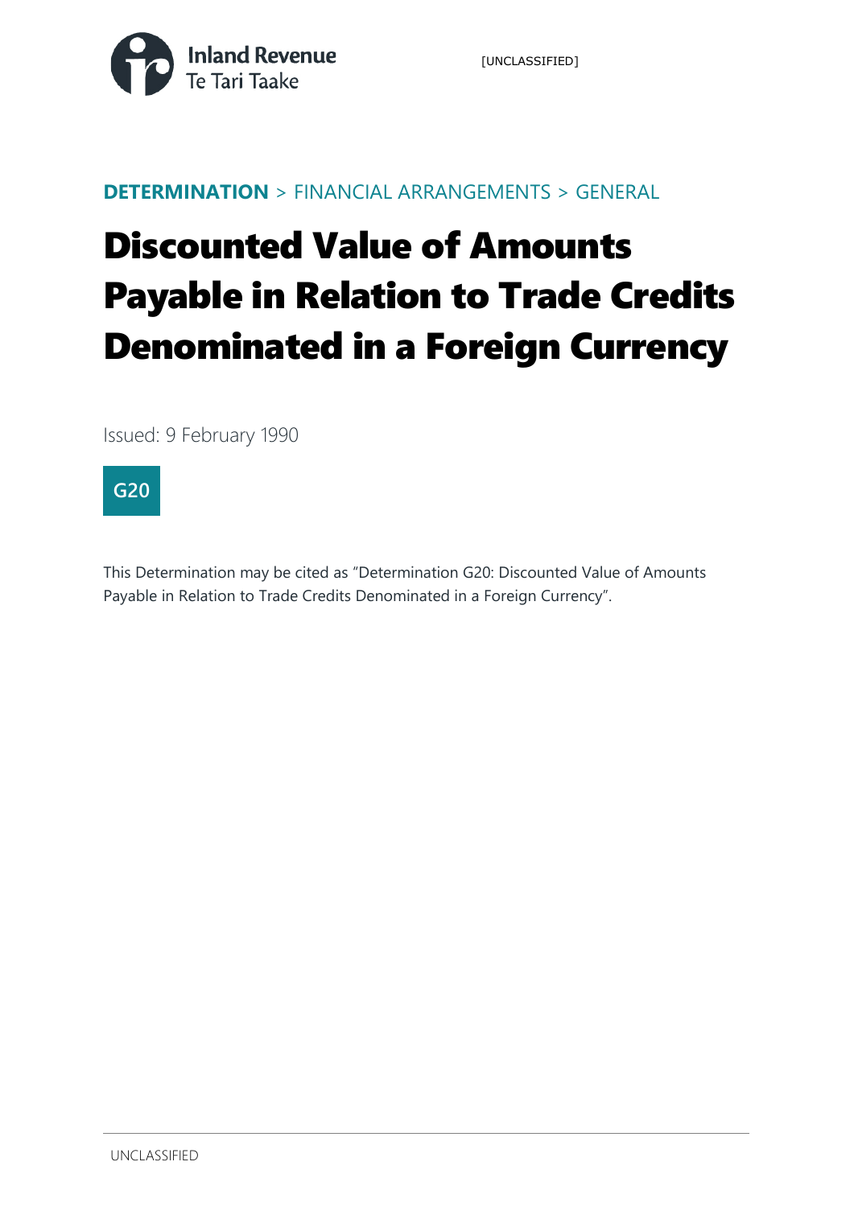DETERMINATION > FINANCIAL ARRANGEMENTS > GENERAL

# Discounted Value of Amounts Payable in Relation to Trade Credits Denominated in a Foreign Currency

Issued: 9 February 1990

**G20**

This Determination may be cited as "Determination G20: Discounted Value of Amounts Payable in Relation to Trade Credits Denominated in a Foreign Currency".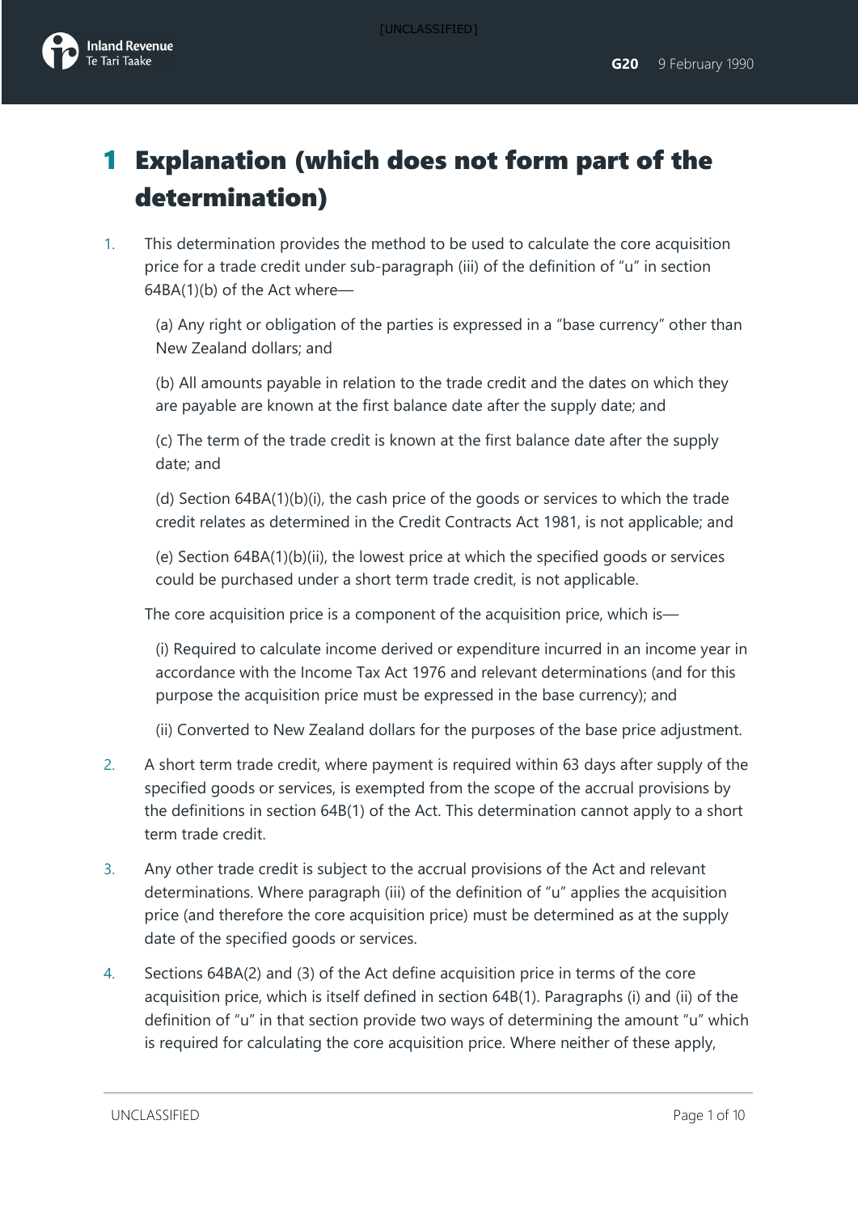# 1 Explanation (which does not form part of the determination)

1. This determination provides the method to be used to calculate the core acquisition price for a trade credit under sub-paragraph (iii) of the definition of "u" in section 64BA(1)(b) of the Act where—

   (a) Any right or obligation of the parties is expressed in a "base currency" other than New Zealand dollars; and

   (b) All amounts payable in relation to the trade credit and the dates on which they are payable are known at the first balance date after the supply date; and

   (c) The term of the trade credit is known at the first balance date after the supply date; and

   (d) Section 64BA(1)(b)(i), the cash price of the goods or services to which the trade credit relates as determined in the Credit Contracts Act 1981, is not applicable; and

   (e) Section 64BA(1)(b)(ii), the lowest price at which the specified goods or services could be purchased under a short term trade credit, is not applicable.

   The core acquisition price is a component of the acquisition price, which is—

   (i) Required to calculate income derived or expenditure incurred in an income year in accordance with the Income Tax Act 1976 and relevant determinations (and for this purpose the acquisition price must be expressed in the base currency); and

   (ii) Converted to New Zealand dollars for the purposes of the base price adjustment.

2. A short term trade credit, where payment is required within 63 days after supply of the specified goods or services, is exempted from the scope of the accrual provisions by the definitions in section 64B(1) of the Act. This determination cannot apply to a short term trade credit.

3. Any other trade credit is subject to the accrual provisions of the Act and relevant determinations. Where paragraph (iii) of the definition of "u" applies the acquisition price (and therefore the core acquisition price) must be determined as at the supply date of the specified goods or services.

4. Sections 64BA(2) and (3) of the Act define acquisition price in terms of the core acquisition price, which is itself defined in section 64B(1). Paragraphs (i) and (ii) of the definition of "u" in that section provide two ways of determining the amount "u" which is required for calculating the core acquisition price. Where neither of these apply,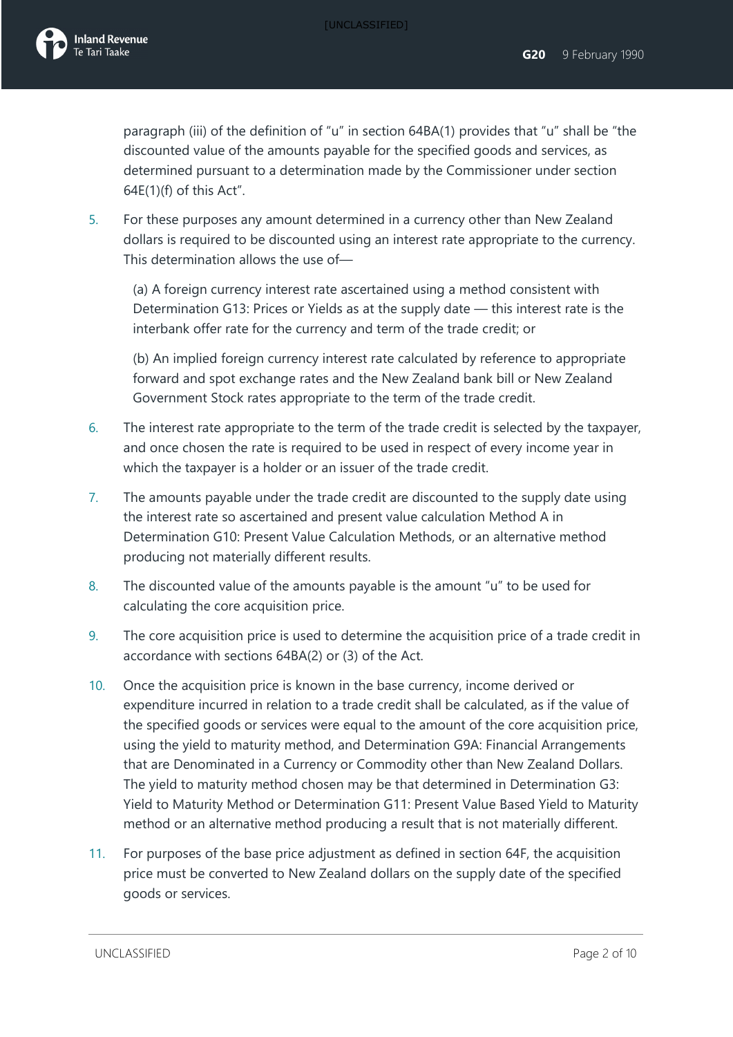paragraph (iii) of the definition of "u" in section 64BA(1) provides that "u" shall be "the discounted value of the amounts payable for the specified goods and services, as determined pursuant to a determination made by the Commissioner under section 64E(1)(f) of this Act".

5. For these purposes any amount determined in a currency other than New Zealand dollars is required to be discounted using an interest rate appropriate to the currency. This determination allows the use of—

   (a) A foreign currency interest rate ascertained using a method consistent with Determination G13: Prices or Yields as at the supply date — this interest rate is the interbank offer rate for the currency and term of the trade credit; or

   (b) An implied foreign currency interest rate calculated by reference to appropriate forward and spot exchange rates and the New Zealand bank bill or New Zealand Government Stock rates appropriate to the term of the trade credit.

6. The interest rate appropriate to the term of the trade credit is selected by the taxpayer, and once chosen the rate is required to be used in respect of every income year in which the taxpayer is a holder or an issuer of the trade credit.

7. The amounts payable under the trade credit are discounted to the supply date using the interest rate so ascertained and present value calculation Method A in Determination G10: Present Value Calculation Methods, or an alternative method producing not materially different results.

8. The discounted value of the amounts payable is the amount "u" to be used for calculating the core acquisition price.

9. The core acquisition price is used to determine the acquisition price of a trade credit in accordance with sections 64BA(2) or (3) of the Act.

10. Once the acquisition price is known in the base currency, income derived or expenditure incurred in relation to a trade credit shall be calculated, as if the value of the specified goods or services were equal to the amount of the core acquisition price, using the yield to maturity method, and Determination G9A: Financial Arrangements that are Denominated in a Currency or Commodity other than New Zealand Dollars. The yield to maturity method chosen may be that determined in Determination G3: Yield to Maturity Method or Determination G11: Present Value Based Yield to Maturity method or an alternative method producing a result that is not materially different.

11. For purposes of the base price adjustment as defined in section 64F, the acquisition price must be converted to New Zealand dollars on the supply date of the specified goods or services.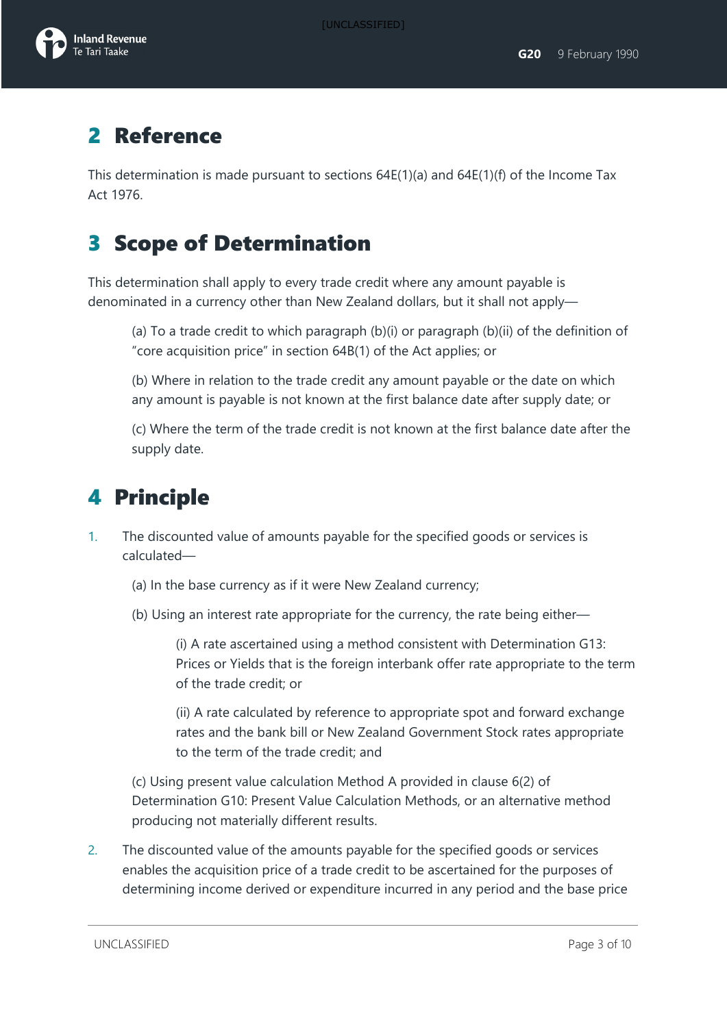## 2 Reference

This determination is made pursuant to sections 64E(1)(a) and 64E(1)(f) of the Income Tax Act 1976.

## 3 Scope of Determination

This determination shall apply to every trade credit where any amount payable is denominated in a currency other than New Zealand dollars, but it shall not apply—

(a) To a trade credit to which paragraph (b)(i) or paragraph (b)(ii) of the definition of "core acquisition price" in section 64B(1) of the Act applies; or

(b) Where in relation to the trade credit any amount payable or the date on which any amount is payable is not known at the first balance date after supply date; or

(c) Where the term of the trade credit is not known at the first balance date after the supply date.

## 4 Principle

1. The discounted value of amounts payable for the specified goods or services is calculated—

   (a) In the base currency as if it were New Zealand currency;

   (b) Using an interest rate appropriate for the currency, the rate being either—

   (i) A rate ascertained using a method consistent with Determination G13: Prices or Yields that is the foreign interbank offer rate appropriate to the term of the trade credit; or

   (ii) A rate calculated by reference to appropriate spot and forward exchange rates and the bank bill or New Zealand Government Stock rates appropriate to the term of the trade credit; and

   (c) Using present value calculation Method A provided in clause 6(2) of Determination G10: Present Value Calculation Methods, or an alternative method producing not materially different results.

2. The discounted value of the amounts payable for the specified goods or services enables the acquisition price of a trade credit to be ascertained for the purposes of determining income derived or expenditure incurred in any period and the base price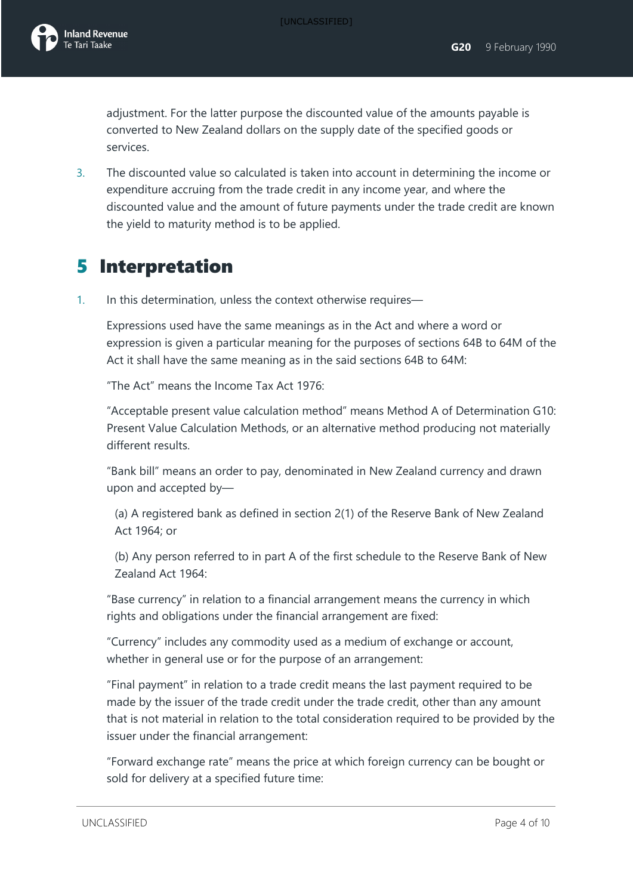adjustment. For the latter purpose the discounted value of the amounts payable is converted to New Zealand dollars on the supply date of the specified goods or services.

3. The discounted value so calculated is taken into account in determining the income or expenditure accruing from the trade credit in any income year, and where the discounted value and the amount of future payments under the trade credit are known the yield to maturity method is to be applied.

# 5 Interpretation

1. In this determination, unless the context otherwise requires—

   Expressions used have the same meanings as in the Act and where a word or expression is given a particular meaning for the purposes of sections 64B to 64M of the Act it shall have the same meaning as in the said sections 64B to 64M:

   "The Act" means the Income Tax Act 1976:

   "Acceptable present value calculation method" means Method A of Determination G10: Present Value Calculation Methods, or an alternative method producing not materially different results.

   "Bank bill" means an order to pay, denominated in New Zealand currency and drawn upon and accepted by—

   (a) A registered bank as defined in section 2(1) of the Reserve Bank of New Zealand Act 1964; or

   (b) Any person referred to in part A of the first schedule to the Reserve Bank of New Zealand Act 1964:

   "Base currency" in relation to a financial arrangement means the currency in which rights and obligations under the financial arrangement are fixed:

   "Currency" includes any commodity used as a medium of exchange or account, whether in general use or for the purpose of an arrangement:

   "Final payment" in relation to a trade credit means the last payment required to be made by the issuer of the trade credit under the trade credit, other than any amount that is not material in relation to the total consideration required to be provided by the issuer under the financial arrangement:

   "Forward exchange rate" means the price at which foreign currency can be bought or sold for delivery at a specified future time: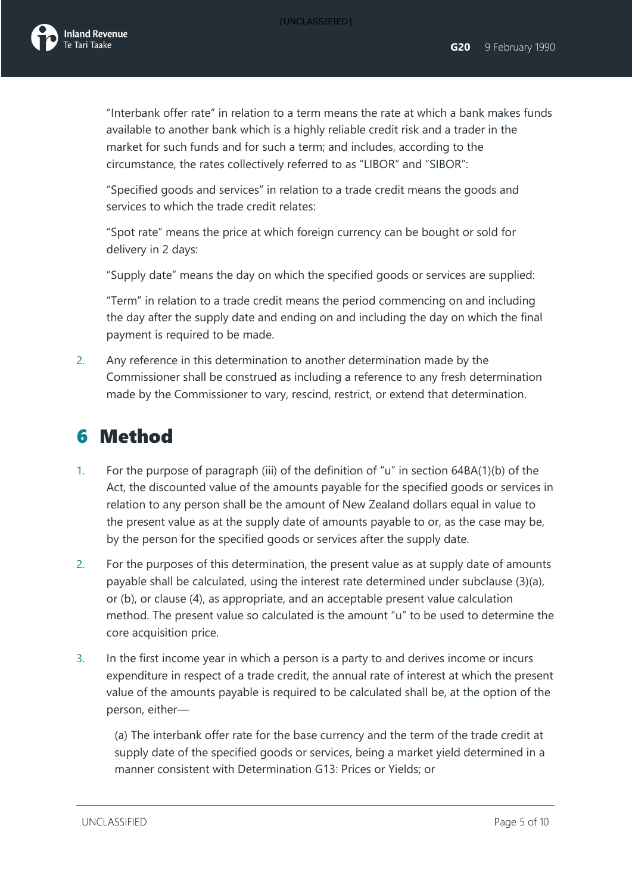"Interbank offer rate" in relation to a term means the rate at which a bank makes funds available to another bank which is a highly reliable credit risk and a trader in the market for such funds and for such a term; and includes, according to the circumstance, the rates collectively referred to as "LIBOR" and "SIBOR":

"Specified goods and services" in relation to a trade credit means the goods and services to which the trade credit relates:

"Spot rate" means the price at which foreign currency can be bought or sold for delivery in 2 days:

"Supply date" means the day on which the specified goods or services are supplied:

"Term" in relation to a trade credit means the period commencing on and including the day after the supply date and ending on and including the day on which the final payment is required to be made.

2. Any reference in this determination to another determination made by the Commissioner shall be construed as including a reference to any fresh determination made by the Commissioner to vary, rescind, restrict, or extend that determination.

# 6 Method

1. For the purpose of paragraph (iii) of the definition of "u" in section 64BA(1)(b) of the Act, the discounted value of the amounts payable for the specified goods or services in relation to any person shall be the amount of New Zealand dollars equal in value to the present value as at the supply date of amounts payable to or, as the case may be, by the person for the specified goods or services after the supply date.

2. For the purposes of this determination, the present value as at supply date of amounts payable shall be calculated, using the interest rate determined under subclause (3)(a), or (b), or clause (4), as appropriate, and an acceptable present value calculation method. The present value so calculated is the amount "u" to be used to determine the core acquisition price.

3. In the first income year in which a person is a party to and derives income or incurs expenditure in respect of a trade credit, the annual rate of interest at which the present value of the amounts payable is required to be calculated shall be, at the option of the person, either—

   (a) The interbank offer rate for the base currency and the term of the trade credit at supply date of the specified goods or services, being a market yield determined in a manner consistent with Determination G13: Prices or Yields; or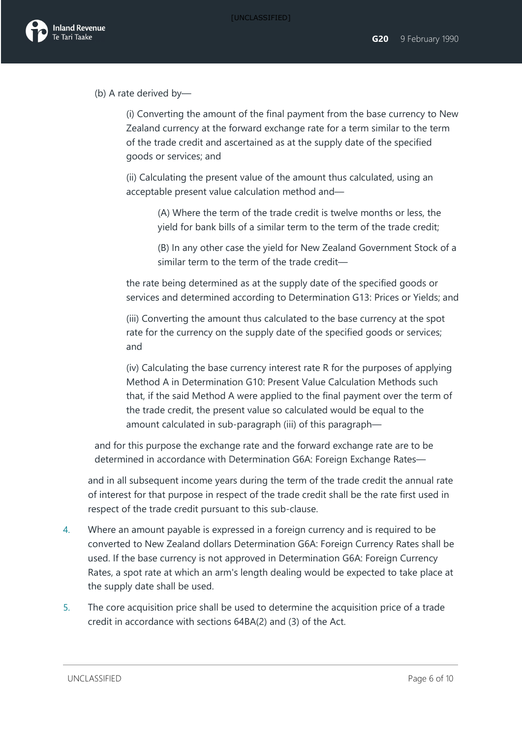(b) A rate derived by—

(i) Converting the amount of the final payment from the base currency to New Zealand currency at the forward exchange rate for a term similar to the term of the trade credit and ascertained as at the supply date of the specified goods or services; and

(ii) Calculating the present value of the amount thus calculated, using an acceptable present value calculation method and—

(A) Where the term of the trade credit is twelve months or less, the yield for bank bills of a similar term to the term of the trade credit;

(B) In any other case the yield for New Zealand Government Stock of a similar term to the term of the trade credit—

the rate being determined as at the supply date of the specified goods or services and determined according to Determination G13: Prices or Yields; and

(iii) Converting the amount thus calculated to the base currency at the spot rate for the currency on the supply date of the specified goods or services; and

(iv) Calculating the base currency interest rate R for the purposes of applying Method A in Determination G10: Present Value Calculation Methods such that, if the said Method A were applied to the final payment over the term of the trade credit, the present value so calculated would be equal to the amount calculated in sub-paragraph (iii) of this paragraph—

and for this purpose the exchange rate and the forward exchange rate are to be determined in accordance with Determination G6A: Foreign Exchange Rates—

and in all subsequent income years during the term of the trade credit the annual rate of interest for that purpose in respect of the trade credit shall be the rate first used in respect of the trade credit pursuant to this sub-clause.

4. Where an amount payable is expressed in a foreign currency and is required to be converted to New Zealand dollars Determination G6A: Foreign Currency Rates shall be used. If the base currency is not approved in Determination G6A: Foreign Currency Rates, a spot rate at which an arm's length dealing would be expected to take place at the supply date shall be used.

5. The core acquisition price shall be used to determine the acquisition price of a trade credit in accordance with sections 64BA(2) and (3) of the Act.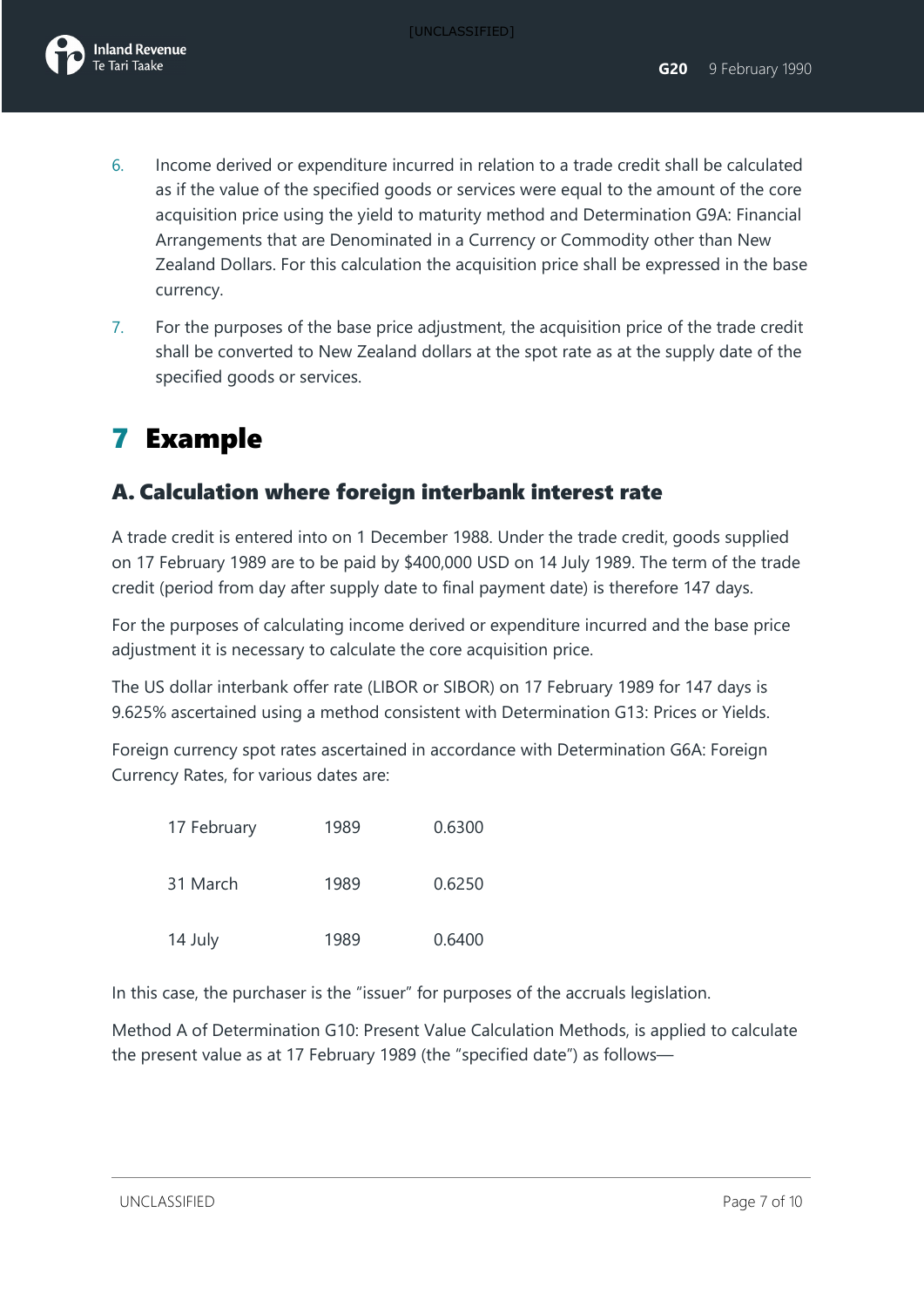6. Income derived or expenditure incurred in relation to a trade credit shall be calculated as if the value of the specified goods or services were equal to the amount of the core acquisition price using the yield to maturity method and Determination G9A: Financial Arrangements that are Denominated in a Currency or Commodity other than New Zealand Dollars. For this calculation the acquisition price shall be expressed in the base currency.
7. For the purposes of the base price adjustment, the acquisition price of the trade credit shall be converted to New Zealand dollars at the spot rate as at the supply date of the specified goods or services.

# 7 Example

## A. Calculation where foreign interbank interest rate

A trade credit is entered into on 1 December 1988. Under the trade credit, goods supplied on 17 February 1989 are to be paid by $400,000 USD on 14 July 1989. The term of the trade credit (period from day after supply date to final payment date) is therefore 147 days.

For the purposes of calculating income derived or expenditure incurred and the base price adjustment it is necessary to calculate the core acquisition price.

The US dollar interbank offer rate (LIBOR or SIBOR) on 17 February 1989 for 147 days is 9.625% ascertained using a method consistent with Determination G13: Prices or Yields.

Foreign currency spot rates ascertained in accordance with Determination G6A: Foreign Currency Rates, for various dates are:

| | | |
|---|---|---|
| 17 February | 1989 | 0.6300 |
| 31 March | 1989 | 0.6250 |
| 14 July | 1989 | 0.6400 |

In this case, the purchaser is the "issuer" for purposes of the accruals legislation.

Method A of Determination G10: Present Value Calculation Methods, is applied to calculate the present value as at 17 February 1989 (the "specified date") as follows—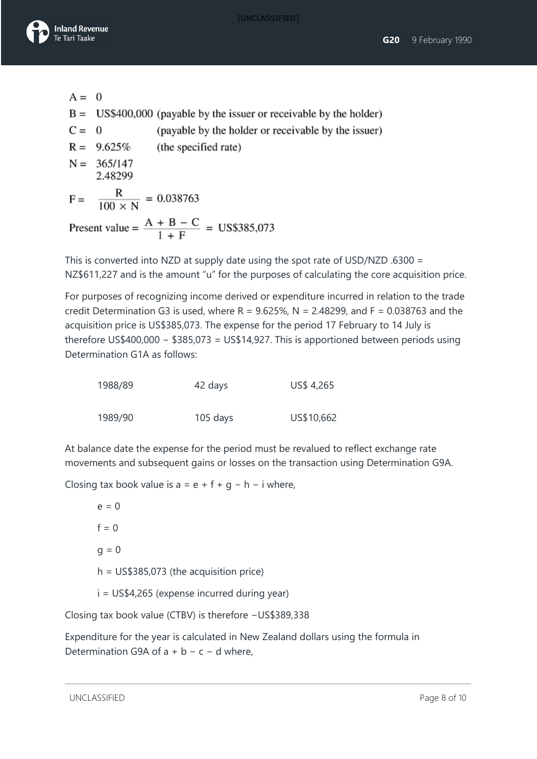$A = 0$

$B =$ US$400,000 (payable by the issuer or receivable by the holder)

$C = 0$ (payable by the holder or receivable by the issuer)

$R = 9.625\%$ (the specified rate)

$N = 365/147$
2.48299

$$F = \frac{R}{100 \times N} = 0.038763$$

$$\text{Present value} = \frac{A + B - C}{1 + F} = \text{US\$385,073}$$

This is converted into NZD at supply date using the spot rate of USD/NZD .6300 = NZ$611,227 and is the amount "u" for the purposes of calculating the core acquisition price.

For purposes of recognizing income derived or expenditure incurred in relation to the trade credit Determination G3 is used, where R = 9.625%, N = 2.48299, and F = 0.038763 and the acquisition price is US$385,073. The expense for the period 17 February to 14 July is therefore US$400,000 − $385,073 = US$14,927. This is apportioned between periods using Determination G1A as follows:

| | | |
|---|---|---|
| 1988/89 | 42 days | US$ 4,265 |
| 1989/90 | 105 days | US$10,662 |

At balance date the expense for the period must be revalued to reflect exchange rate movements and subsequent gains or losses on the transaction using Determination G9A.

Closing tax book value is $a = e + f + g - h - i$ where,

$e = 0$

$f = 0$

$g = 0$

$h =$ US$385,073 (the acquisition price)

$i =$ US$4,265 (expense incurred during year)

Closing tax book value (CTBV) is therefore −US$389,338

Expenditure for the year is calculated in New Zealand dollars using the formula in Determination G9A of $a + b - c - d$ where,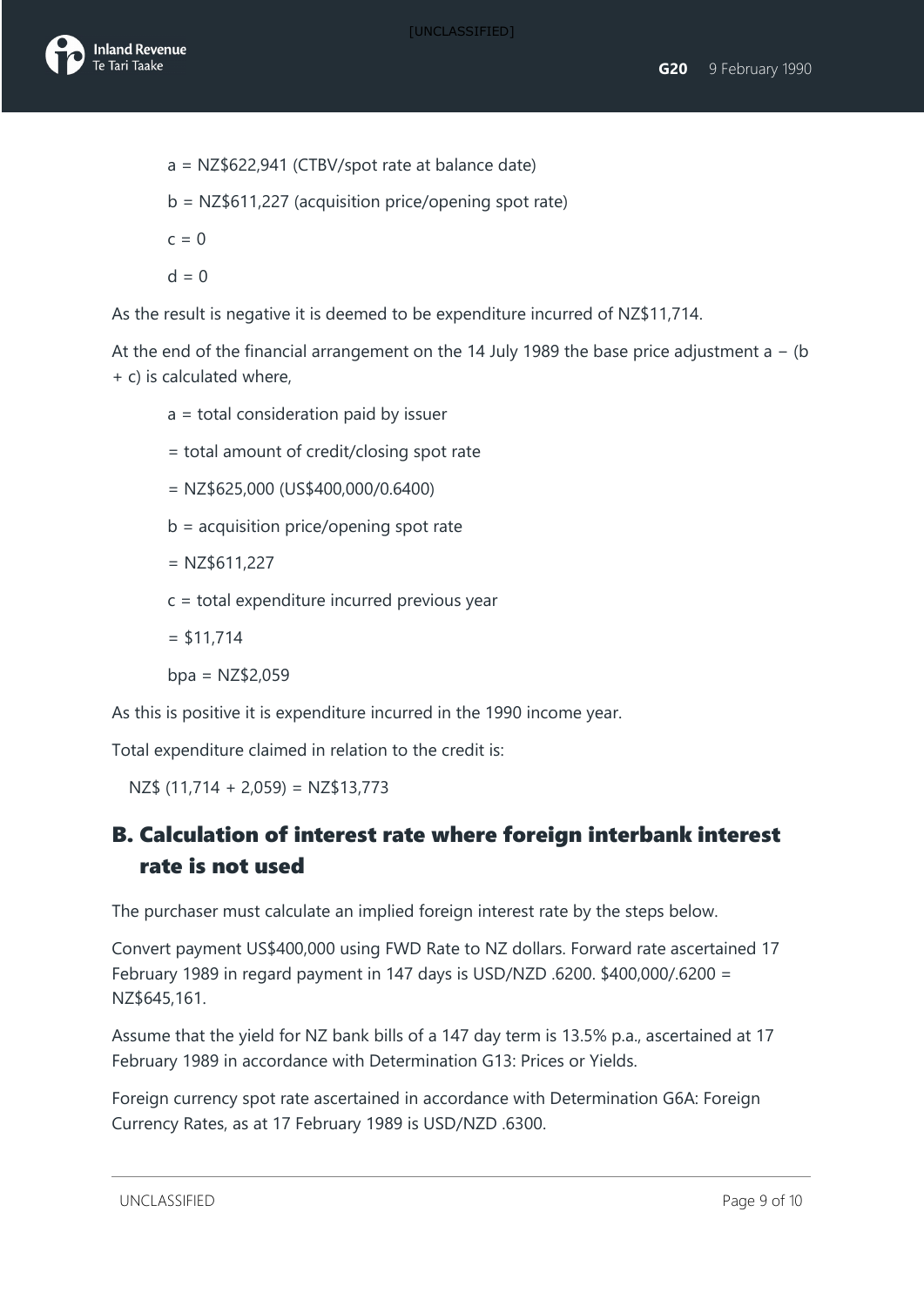a = NZ$622,941 (CTBV/spot rate at balance date)

b = NZ$611,227 (acquisition price/opening spot rate)

c = 0

d = 0

As the result is negative it is deemed to be expenditure incurred of NZ$11,714.

At the end of the financial arrangement on the 14 July 1989 the base price adjustment a − (b + c) is calculated where,

a = total consideration paid by issuer

= total amount of credit/closing spot rate

= NZ$625,000 (US$400,000/0.6400)

b = acquisition price/opening spot rate

= NZ$611,227

c = total expenditure incurred previous year

= $11,714

bpa = NZ$2,059

As this is positive it is expenditure incurred in the 1990 income year.

Total expenditure claimed in relation to the credit is:

NZ$ (11,714 + 2,059) = NZ$13,773

## B. Calculation of interest rate where foreign interbank interest rate is not used

The purchaser must calculate an implied foreign interest rate by the steps below.

Convert payment US$400,000 using FWD Rate to NZ dollars. Forward rate ascertained 17 February 1989 in regard payment in 147 days is USD/NZD .6200. $400,000/.6200 = NZ$645,161.

Assume that the yield for NZ bank bills of a 147 day term is 13.5% p.a., ascertained at 17 February 1989 in accordance with Determination G13: Prices or Yields.

Foreign currency spot rate ascertained in accordance with Determination G6A: Foreign Currency Rates, as at 17 February 1989 is USD/NZD .6300.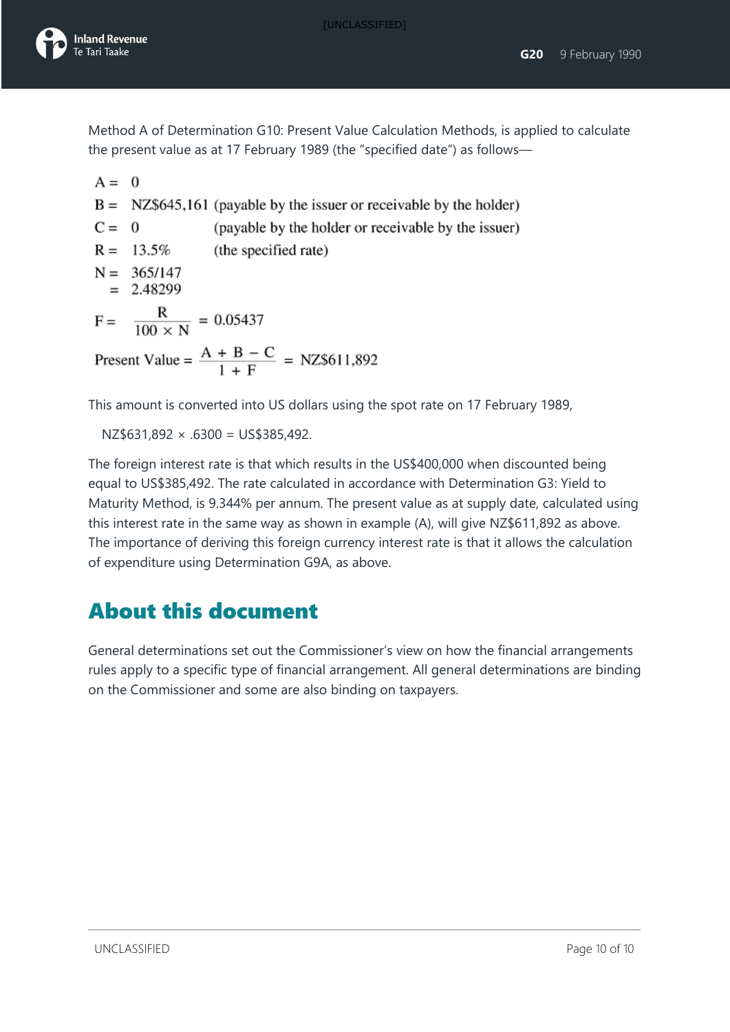Method A of Determination G10: Present Value Calculation Methods, is applied to calculate the present value as at 17 February 1989 (the "specified date") as follows—

A = 0

B = NZ$645,161 (payable by the issuer or receivable by the holder)

C = 0 (payable by the holder or receivable by the issuer)

R = 13.5% (the specified rate)

N = 365/147
  = 2.48299

$$F = \frac{R}{100 \times N} = 0.05437$$

$$\text{Present Value} = \frac{A + B - C}{1 + F} = \text{NZ\$611,892}$$

This amount is converted into US dollars using the spot rate on 17 February 1989,

NZ$631,892 × .6300 = US$385,492.

The foreign interest rate is that which results in the US$400,000 when discounted being equal to US$385,492. The rate calculated in accordance with Determination G3: Yield to Maturity Method, is 9.344% per annum. The present value as at supply date, calculated using this interest rate in the same way as shown in example (A), will give NZ$611,892 as above. The importance of deriving this foreign currency interest rate is that it allows the calculation of expenditure using Determination G9A, as above.

## About this document

General determinations set out the Commissioner's view on how the financial arrangements rules apply to a specific type of financial arrangement. All general determinations are binding on the Commissioner and some are also binding on taxpayers.